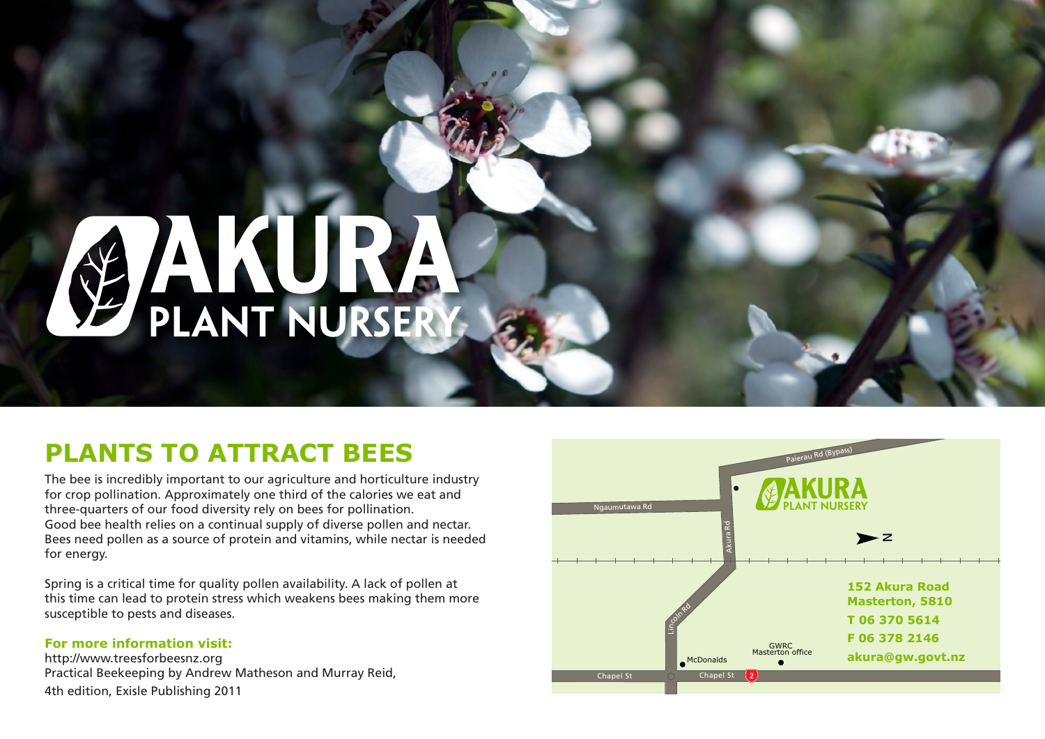# AKURA PLANT NURSERY

## PLANTS TO ATTRACT BEES

The bee is incredibly important to our agriculture and horticulture industry for crop pollination. Approximately one third of the calories we eat and three-quarters of our food diversity rely on bees for pollination. Good bee health relies on a continual supply of diverse pollen and nectar. Bees need pollen as a source of protein and vitamins, while nectar is needed for energy.

Spring is a critical time for quality pollen availability. A lack of pollen at this time can lead to protein stress which weakens bees making them more susceptible to pests and diseases.

### For more information visit:

http://www.treesforbeesnz.org
Practical Beekeeping by Andrew Matheson and Murray Reid, 4th edition, Exisle Publishing 2011

Paierau Rd (Bypass)
Ngaumutawa Rd
Akura Rd
Lincoln Rd
Chapel St
McDonalds
GWRC Masterton office

**AKURA PLANT NURSERY**

**152 Akura Road**
**Masterton, 5810**
**T 06 370 5614**
**F 06 378 2146**
**akura@gw.govt.nz**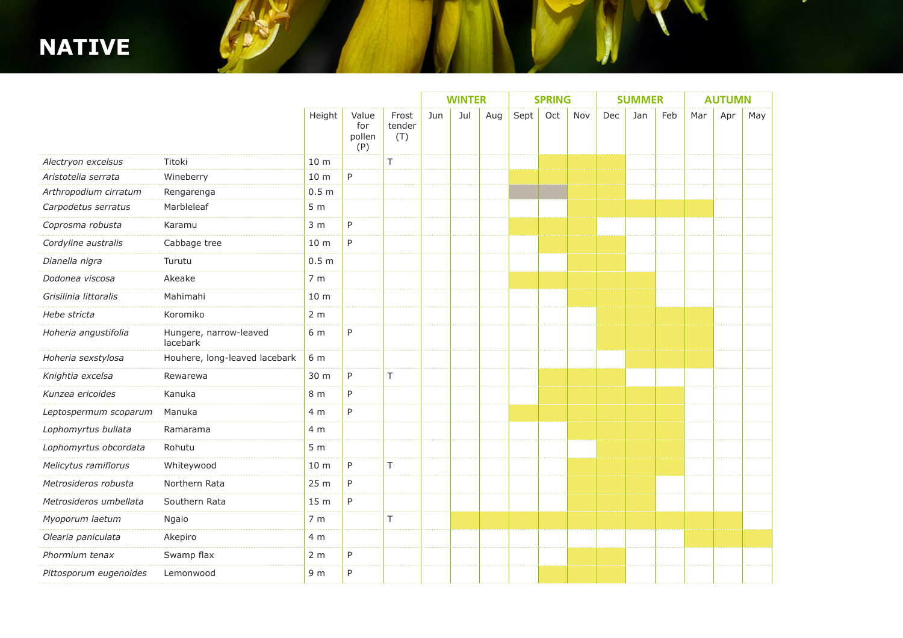# NATIVE

| | | Height | Value for pollen (P) | Frost tender (T) | WINTER | | | SPRING | | | SUMMER | | | AUTUMN | | |
|---|---|---|---|---|---|---|---|---|---|---|---|---|---|---|---|---|
| | | | | | Jun | Jul | Aug | Sept | Oct | Nov | Dec | Jan | Feb | Mar | Apr | May |
| *Alectryon excelsus* | Titoki | 10 m | | T | | | | | ■ | ■ | ■ | | | | | |
| *Aristotelia serrata* | Wineberry | 10 m | P | | | | | ■ | ■ | ■ | ■ | | | | | |
| *Arthropodium cirratum* | Rengarenga | 0.5 m | | | | | | ░ | ░ | ■ | ■ | | | | | |
| *Carpodetus serratus* | Marbleleaf | 5 m | | | | | | | | ■ | ■ | ■ | ■ | ■ | | |
| *Coprosma robusta* | Karamu | 3 m | P | | | | | ■ | ■ | ■ | | | | | | |
| *Cordyline australis* | Cabbage tree | 10 m | P | | | | | | ■ | ■ | ■ | | | | | |
| *Dianella nigra* | Turutu | 0.5 m | | | | | | | | ■ | ■ | | | | | |
| *Dodonea viscosa* | Akeake | 7 m | | | | | | ■ | ■ | ■ | ■ | ■ | | | | |
| *Grisilinia littoralis* | Mahimahi | 10 m | | | | | | | | ■ | ■ | ■ | | | | |
| *Hebe stricta* | Koromiko | 2 m | | | | | | | | | ■ | ■ | ■ | ■ | | |
| *Hoheria angustifolia* | Hungere, narrow-leaved lacebark | 6 m | P | | | | | | | | ■ | ■ | ■ | ■ | | |
| *Hoheria sexstylosa* | Houhere, long-leaved lacebark | 6 m | | | | | | | | | | ■ | ■ | ■ | | |
| *Knightia excelsa* | Rewarewa | 30 m | P | T | | | | | ■ | ■ | ■ | | | | | |
| *Kunzea ericoides* | Kanuka | 8 m | P | | | | | | ■ | ■ | ■ | ■ | ■ | | | |
| *Leptospermum scoparum* | Manuka | 4 m | P | | | | | ■ | ■ | ■ | ■ | ■ | ■ | | | |
| *Lophomyrtus bullata* | Ramarama | 4 m | | | | | | | | ■ | ■ | ■ | ■ | | | |
| *Lophomyrtus obcordata* | Rohutu | 5 m | | | | | | | | | ■ | ■ | ■ | | | |
| *Melicytus ramiflorus* | Whiteywood | 10 m | P | T | | | | | | ■ | ■ | ■ | ■ | | | |
| *Metrosideros robusta* | Northern Rata | 25 m | P | | | | | | | ■ | ■ | ■ | | | | |
| *Metrosideros umbellata* | Southern Rata | 15 m | P | | | | | | | ■ | ■ | ■ | | | | |
| *Myoporum laetum* | Ngaio | 7 m | | T | | ■ | ■ | ■ | ■ | ■ | ■ | ■ | ■ | ■ | ■ | |
| *Olearia paniculata* | Akepiro | 4 m | | | | | | | | | | | | ■ | ■ | ■ |
| *Phormium tenax* | Swamp flax | 2 m | P | | | | | | | ■ | ■ | | | | | |
| *Pittosporum eugenoides* | Lemonwood | 9 m | P | | | | | | ■ | ■ | ■ | | | | | |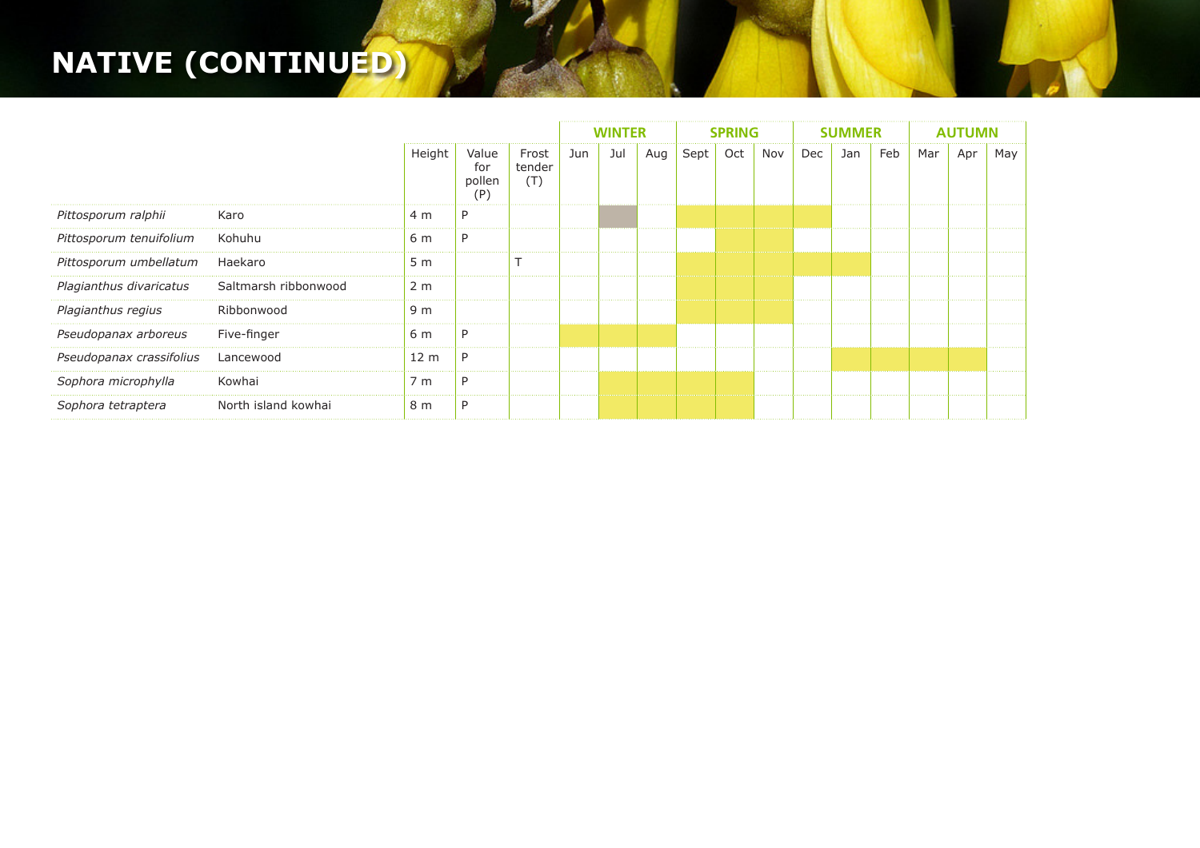# NATIVE (CONTINUED)

| | | Height | Value for pollen (P) | Frost tender (T) | WINTER | | | SPRING | | | SUMMER | | | AUTUMN | | |
|---|---|---|---|---|---|---|---|---|---|---|---|---|---|---|---|---|
| | | | | | Jun | Jul | Aug | Sept | Oct | Nov | Dec | Jan | Feb | Mar | Apr | May |
| *Pittosporum ralphii* | Karo | 4 m | P | | | (X) | | X | X | X | X | | | | | |
| *Pittosporum tenuifolium* | Kohuhu | 6 m | P | | | | | | X | X | | | | | | |
| *Pittosporum umbellatum* | Haekaro | 5 m | | T | | | | X | X | X | X | X | | | | |
| *Plagianthus divaricatus* | Saltmarsh ribbonwood | 2 m | | | | | | X | X | X | | | | | | |
| *Plagianthus regius* | Ribbonwood | 9 m | | | | | | X | X | X | | | | | | |
| *Pseudopanax arboreus* | Five-finger | 6 m | P | | X | X | X | | | | | | | | | |
| *Pseudopanax crassifolius* | Lancewood | 12 m | P | | | | | | | | | X | X | X | X | |
| *Sophora microphylla* | Kowhai | 7 m | P | | | X | X | X | X | | | | | | | |
| *Sophora tetraptera* | North island kowhai | 8 m | P | | | X | X | X | X | | | | | | | |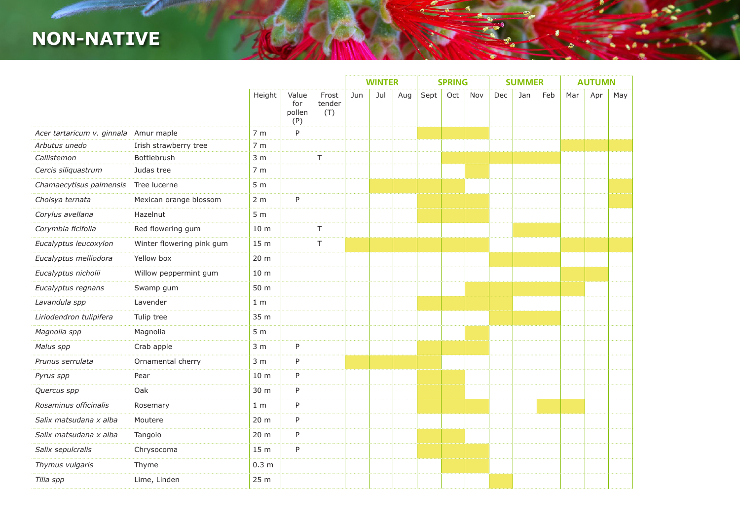# NON-NATIVE

| | | Height | Value for pollen (P) | Frost tender (T) | WINTER | | | SPRING | | | SUMMER | | | AUTUMN | | |
|---|---|---|---|---|---|---|---|---|---|---|---|---|---|---|---|---|
| | | | | | Jun | Jul | Aug | Sept | Oct | Nov | Dec | Jan | Feb | Mar | Apr | May |
| *Acer tartaricum v. ginnala* | Amur maple | 7 m | P | | | | | ■ | ■ | ■ | | | | | | |
| *Arbutus unedo* | Irish strawberry tree | 7 m | | | | | | | | | | | | ■ | ■ | ■ |
| *Callistemon* | Bottlebrush | 3 m | | T | | | | | ■ | ■ | ■ | ■ | ■ | | | |
| *Cercis siliquastrum* | Judas tree | 7 m | | | | | | | | ■ | | | | | | |
| *Chamaecytisus palmensis* | Tree lucerne | 5 m | | | | ■ | ■ | ■ | ■ | | | | | | | ■ |
| *Choisya ternata* | Mexican orange blossom | 2 m | P | | | | | ■ | ■ | ■ | | | | | | ■ |
| *Corylus avellana* | Hazelnut | 5 m | | | | | | ■ | ■ | ■ | | | | | | |
| *Corymbia ficifolia* | Red flowering gum | 10 m | | T | | | | | | | | ■ | ■ | | | |
| *Eucalyptus leucoxylon* | Winter flowering pink gum | 15 m | | T | ■ | ■ | ■ | ■ | ■ | ■ | | | | ■ | ■ | ■ |
| *Eucalyptus melliodora* | Yellow box | 20 m | | | | | | | | | ■ | ■ | ■ | | | |
| *Eucalyptus nicholii* | Willow peppermint gum | 10 m | | | | | | | | | | | | ■ | ■ | |
| *Eucalyptus regnans* | Swamp gum | 50 m | | | | | | | | ■ | ■ | ■ | ■ | ■ | | |
| *Lavandula spp* | Lavender | 1 m | | | | | | ■ | ■ | ■ | ■ | | | | | |
| *Liriodendron tulipifera* | Tulip tree | 35 m | | | | | | | | | ■ | ■ | ■ | | | |
| *Magnolia spp* | Magnolia | 5 m | | | | | | | | ■ | | | | | | |
| *Malus spp* | Crab apple | 3 m | P | | | | | ■ | ■ | ■ | | | | | | |
| *Prunus serrulata* | Ornamental cherry | 3 m | P | | ■ | ■ | ■ | ■ | | | | | | | | |
| *Pyrus spp* | Pear | 10 m | P | | | | | ■ | ■ | | | | | | | |
| *Quercus spp* | Oak | 30 m | P | | | | | ■ | ■ | | | | | | | |
| *Rosaminus officinalis* | Rosemary | 1 m | P | | | | | ■ | ■ | ■ | | | ■ | ■ | | |
| *Salix matsudana x alba* | Moutere | 20 m | P | | | | | | | | | | | | | |
| *Salix matsudana x alba* | Tangoio | 20 m | P | | | | | ■ | ■ | | | | | | | |
| *Salix sepulcralis* | Chrysocoma | 15 m | P | | | | | ■ | ■ | ■ | | | | | | |
| *Thymus vulgaris* | Thyme | 0.3 m | | | | | | | ■ | ■ | | | | | | |
| *Tilia spp* | Lime, Linden | 25 m | | | | | | | | | ■ | | | | | |